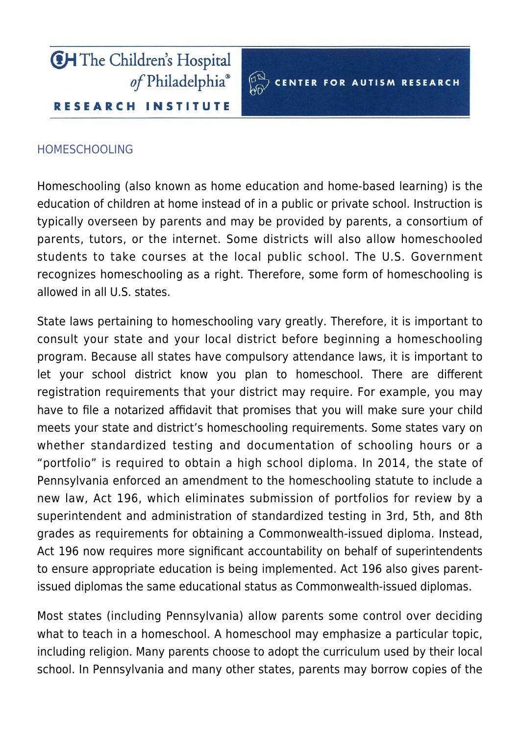The Children's Hospital of Philadelphia®

RESEARCH INSTITUTE

CENTER FOR AUTISM RESEARCH

## HOMESCHOOLING

Homeschooling (also known as home education and home-based learning) is the education of children at home instead of in a public or private school. Instruction is typically overseen by parents and may be provided by parents, a consortium of parents, tutors, or the internet. Some districts will also allow homeschooled students to take courses at the local public school. The U.S. Government recognizes homeschooling as a right. Therefore, some form of homeschooling is allowed in all U.S. states.

State laws pertaining to homeschooling vary greatly. Therefore, it is important to consult your state and your local district before beginning a homeschooling program. Because all states have compulsory attendance laws, it is important to let your school district know you plan to homeschool. There are different registration requirements that your district may require. For example, you may have to file a notarized affidavit that promises that you will make sure your child meets your state and district's homeschooling requirements. Some states vary on whether standardized testing and documentation of schooling hours or a "portfolio" is required to obtain a high school diploma. In 2014, the state of Pennsylvania enforced an amendment to the homeschooling statute to include a new law, Act 196, which eliminates submission of portfolios for review by a superintendent and administration of standardized testing in 3rd, 5th, and 8th grades as requirements for obtaining a Commonwealth-issued diploma. Instead, Act 196 now requires more significant accountability on behalf of superintendents to ensure appropriate education is being implemented. Act 196 also gives parent-issued diplomas the same educational status as Commonwealth-issued diplomas.

Most states (including Pennsylvania) allow parents some control over deciding what to teach in a homeschool. A homeschool may emphasize a particular topic, including religion. Many parents choose to adopt the curriculum used by their local school. In Pennsylvania and many other states, parents may borrow copies of the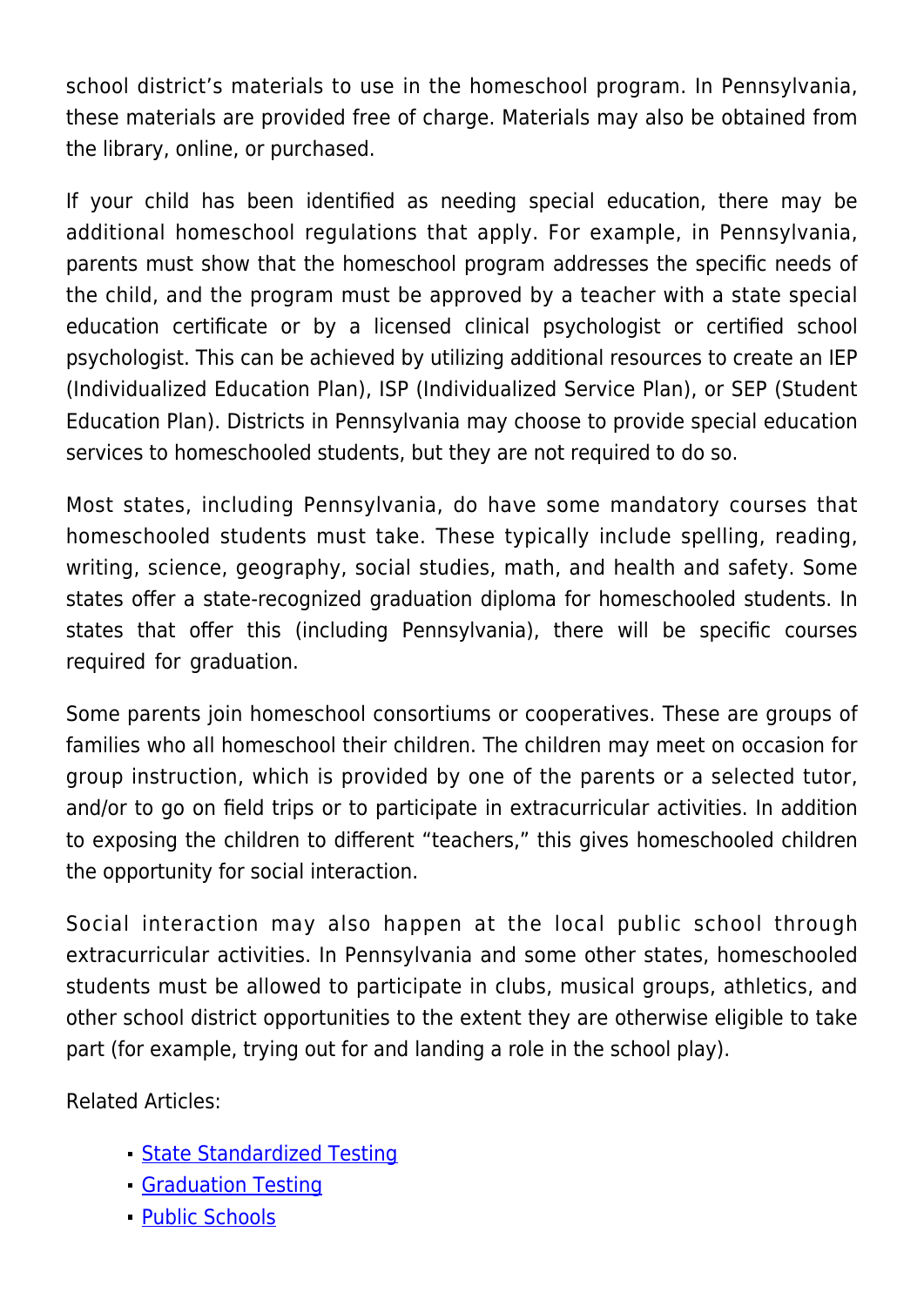school district's materials to use in the homeschool program. In Pennsylvania, these materials are provided free of charge. Materials may also be obtained from the library, online, or purchased.

If your child has been identified as needing special education, there may be additional homeschool regulations that apply. For example, in Pennsylvania, parents must show that the homeschool program addresses the specific needs of the child, and the program must be approved by a teacher with a state special education certificate or by a licensed clinical psychologist or certified school psychologist. This can be achieved by utilizing additional resources to create an IEP (Individualized Education Plan), ISP (Individualized Service Plan), or SEP (Student Education Plan). Districts in Pennsylvania may choose to provide special education services to homeschooled students, but they are not required to do so.

Most states, including Pennsylvania, do have some mandatory courses that homeschooled students must take. These typically include spelling, reading, writing, science, geography, social studies, math, and health and safety. Some states offer a state-recognized graduation diploma for homeschooled students. In states that offer this (including Pennsylvania), there will be specific courses required for graduation.

Some parents join homeschool consortiums or cooperatives. These are groups of families who all homeschool their children. The children may meet on occasion for group instruction, which is provided by one of the parents or a selected tutor, and/or to go on field trips or to participate in extracurricular activities. In addition to exposing the children to different "teachers," this gives homeschooled children the opportunity for social interaction.

Social interaction may also happen at the local public school through extracurricular activities. In Pennsylvania and some other states, homeschooled students must be allowed to participate in clubs, musical groups, athletics, and other school district opportunities to the extent they are otherwise eligible to take part (for example, trying out for and landing a role in the school play).

Related Articles:

- State Standardized Testing
- Graduation Testing
- Public Schools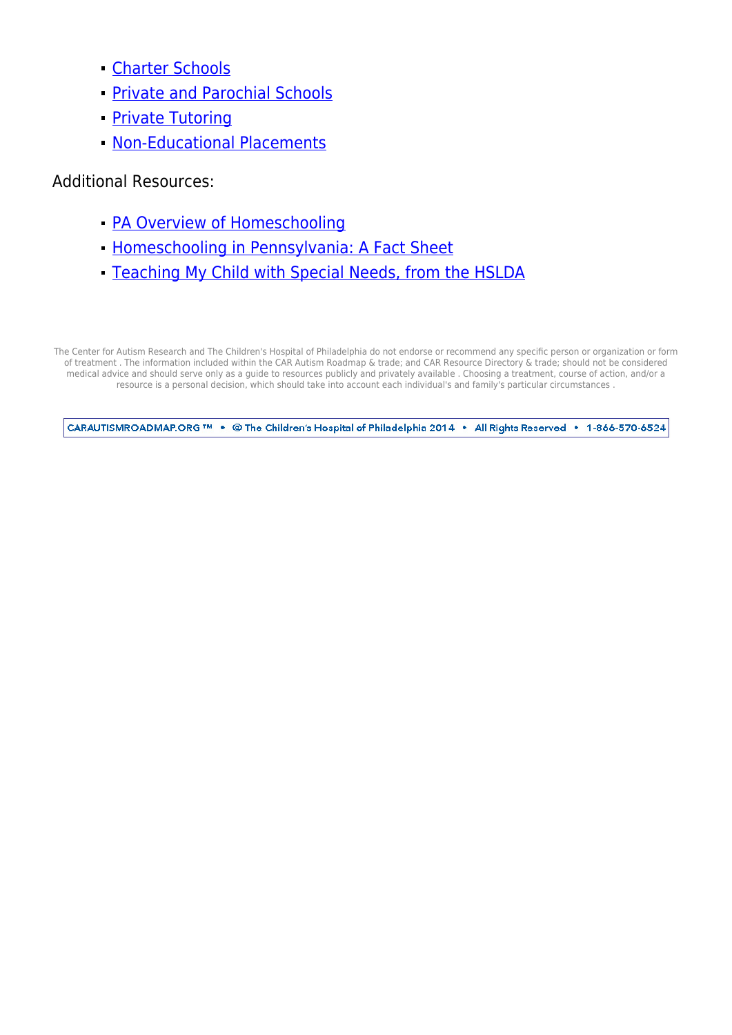- Charter Schools
- Private and Parochial Schools
- Private Tutoring
- Non-Educational Placements

Additional Resources:

- PA Overview of Homeschooling
- Homeschooling in Pennsylvania: A Fact Sheet
- Teaching My Child with Special Needs, from the HSLDA

The Center for Autism Research and The Children's Hospital of Philadelphia do not endorse or recommend any specific person or organization or form of treatment . The information included within the CAR Autism Roadmap & trade; and CAR Resource Directory & trade; should not be considered medical advice and should serve only as a guide to resources publicly and privately available . Choosing a treatment, course of action, and/or a resource is a personal decision, which should take into account each individual's and family's particular circumstances .

CARAUTISMROADMAP.ORG ™ • © The Children's Hospital of Philadelphia 2014 • All Rights Reserved • 1-866-570-6524